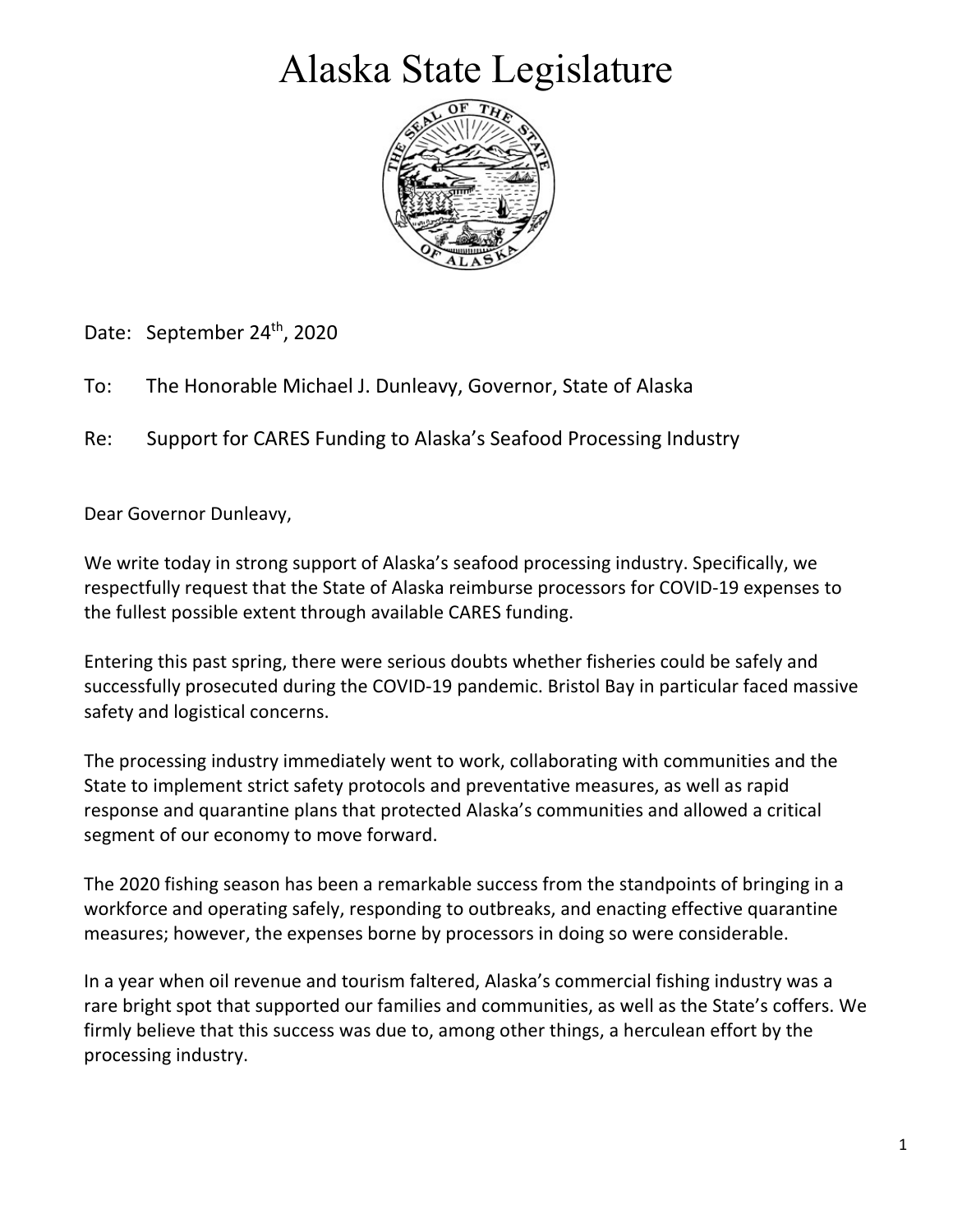# Alaska State Legislature

Date: September 24th, 2020

To: The Honorable Michael J. Dunleavy, Governor, State of Alaska

Re: Support for CARES Funding to Alaska's Seafood Processing Industry

Dear Governor Dunleavy,

We write today in strong support of Alaska's seafood processing industry. Specifically, we respectfully request that the State of Alaska reimburse processors for COVID-19 expenses to the fullest possible extent through available CARES funding.

Entering this past spring, there were serious doubts whether fisheries could be safely and successfully prosecuted during the COVID-19 pandemic. Bristol Bay in particular faced massive safety and logistical concerns.

The processing industry immediately went to work, collaborating with communities and the State to implement strict safety protocols and preventative measures, as well as rapid response and quarantine plans that protected Alaska's communities and allowed a critical segment of our economy to move forward.

The 2020 fishing season has been a remarkable success from the standpoints of bringing in a workforce and operating safely, responding to outbreaks, and enacting effective quarantine measures; however, the expenses borne by processors in doing so were considerable.

In a year when oil revenue and tourism faltered, Alaska's commercial fishing industry was a rare bright spot that supported our families and communities, as well as the State's coffers. We firmly believe that this success was due to, among other things, a herculean effort by the processing industry.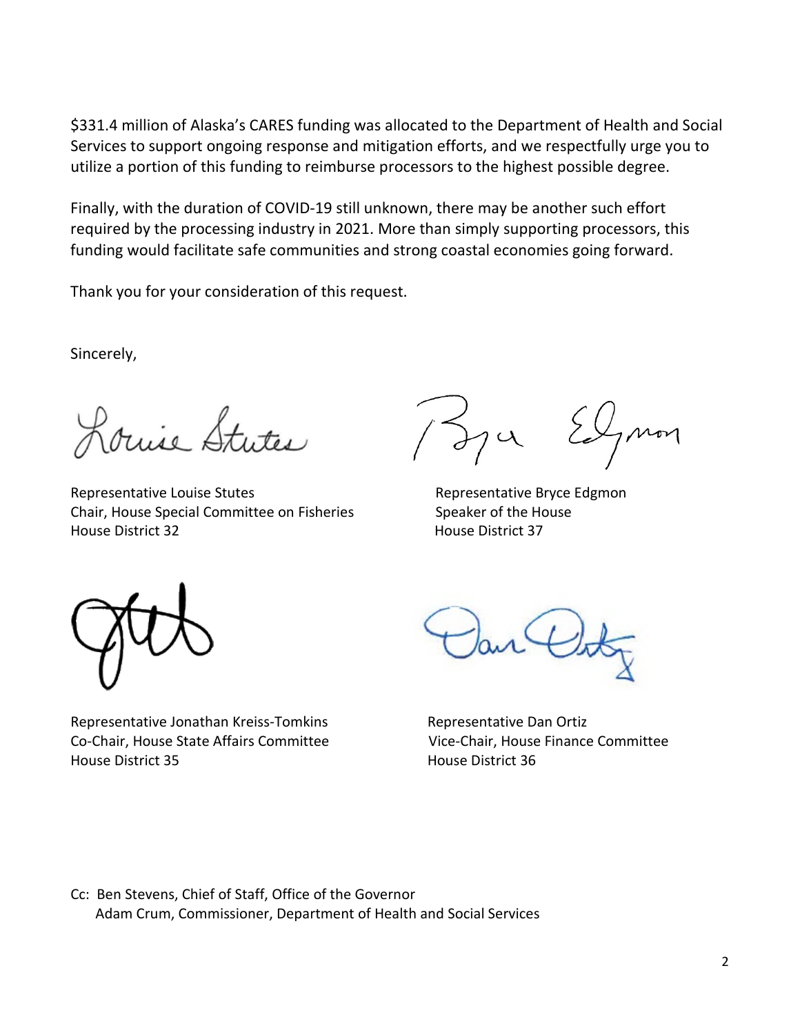$331.4 million of Alaska's CARES funding was allocated to the Department of Health and Social Services to support ongoing response and mitigation efforts, and we respectfully urge you to utilize a portion of this funding to reimburse processors to the highest possible degree.

Finally, with the duration of COVID-19 still unknown, there may be another such effort required by the processing industry in 2021. More than simply supporting processors, this funding would facilitate safe communities and strong coastal economies going forward.

Thank you for your consideration of this request.

Sincerely,

Representative Louise Stutes
Chair, House Special Committee on Fisheries
House District 32

Representative Bryce Edgmon
Speaker of the House
House District 37

Representative Jonathan Kreiss-Tomkins
Co-Chair, House State Affairs Committee
House District 35

Representative Dan Ortiz
Vice-Chair, House Finance Committee
House District 36

Cc: Ben Stevens, Chief of Staff, Office of the Governor
Adam Crum, Commissioner, Department of Health and Social Services